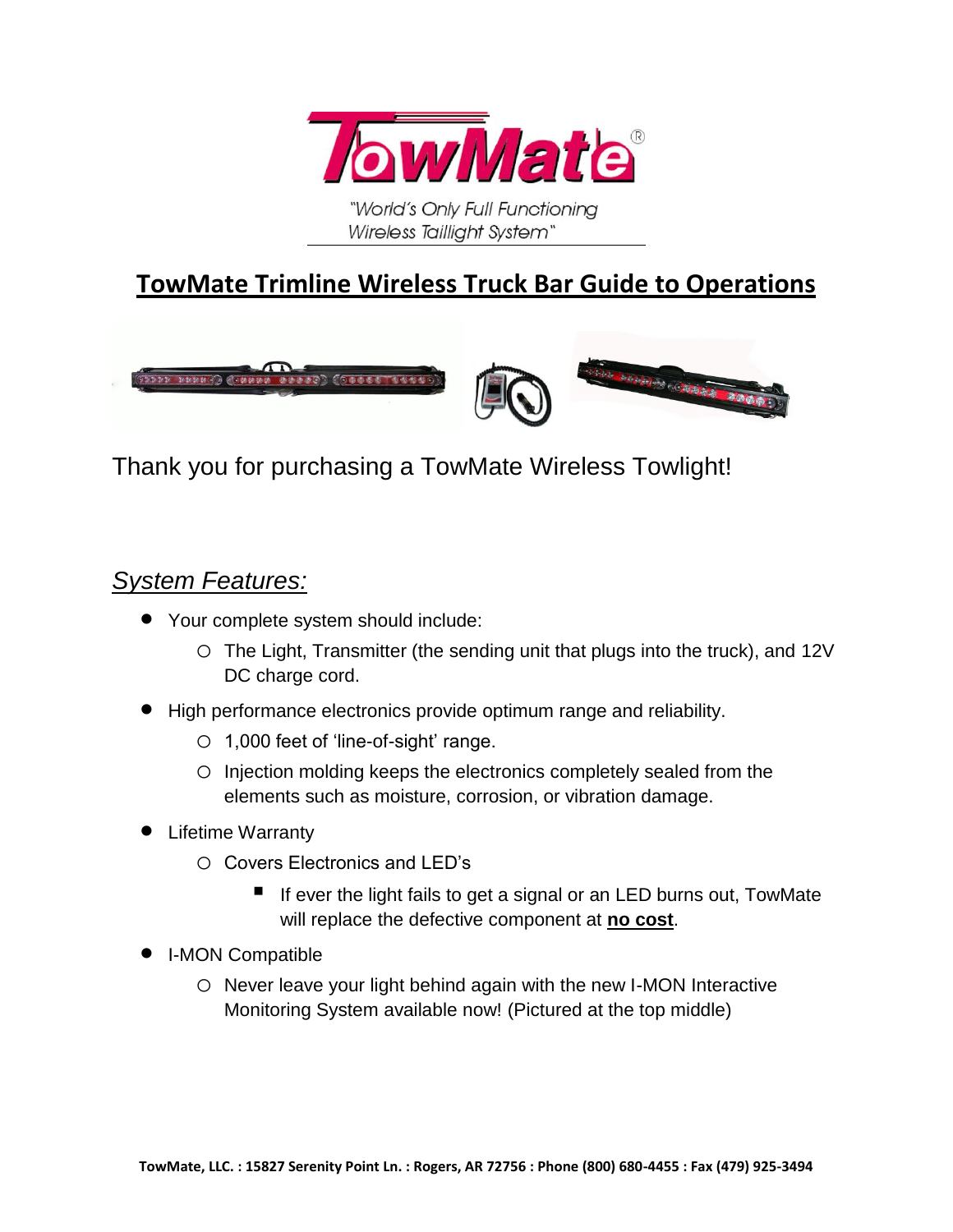TowMate®

"World's Only Full Functioning Wireless Taillight System"

# TowMate Trimline Wireless Truck Bar Guide to Operations

Thank you for purchasing a TowMate Wireless Towlight!

## *System Features:*

- Your complete system should include:
  - The Light, Transmitter (the sending unit that plugs into the truck), and 12V DC charge cord.
- High performance electronics provide optimum range and reliability.
  - 1,000 feet of 'line-of-sight' range.
  - Injection molding keeps the electronics completely sealed from the elements such as moisture, corrosion, or vibration damage.
- Lifetime Warranty
  - Covers Electronics and LED's
    - If ever the light fails to get a signal or an LED burns out, TowMate will replace the defective component at **no cost**.
- I-MON Compatible
  - Never leave your light behind again with the new I-MON Interactive Monitoring System available now! (Pictured at the top middle)

**TowMate, LLC. : 15827 Serenity Point Ln. : Rogers, AR 72756 : Phone (800) 680-4455 : Fax (479) 925-3494**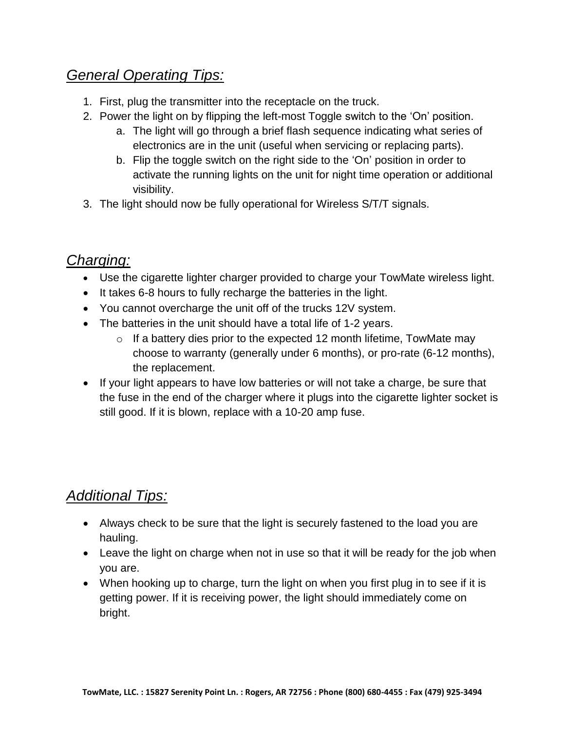## *General Operating Tips:*

1. First, plug the transmitter into the receptacle on the truck.
2. Power the light on by flipping the left-most Toggle switch to the 'On' position.
   a. The light will go through a brief flash sequence indicating what series of electronics are in the unit (useful when servicing or replacing parts).
   b. Flip the toggle switch on the right side to the 'On' position in order to activate the running lights on the unit for night time operation or additional visibility.
3. The light should now be fully operational for Wireless S/T/T signals.

## *Charging:*

- Use the cigarette lighter charger provided to charge your TowMate wireless light.
- It takes 6-8 hours to fully recharge the batteries in the light.
- You cannot overcharge the unit off of the trucks 12V system.
- The batteries in the unit should have a total life of 1-2 years.
  - If a battery dies prior to the expected 12 month lifetime, TowMate may choose to warranty (generally under 6 months), or pro-rate (6-12 months), the replacement.
- If your light appears to have low batteries or will not take a charge, be sure that the fuse in the end of the charger where it plugs into the cigarette lighter socket is still good. If it is blown, replace with a 10-20 amp fuse.

## *Additional Tips:*

- Always check to be sure that the light is securely fastened to the load you are hauling.
- Leave the light on charge when not in use so that it will be ready for the job when you are.
- When hooking up to charge, turn the light on when you first plug in to see if it is getting power. If it is receiving power, the light should immediately come on bright.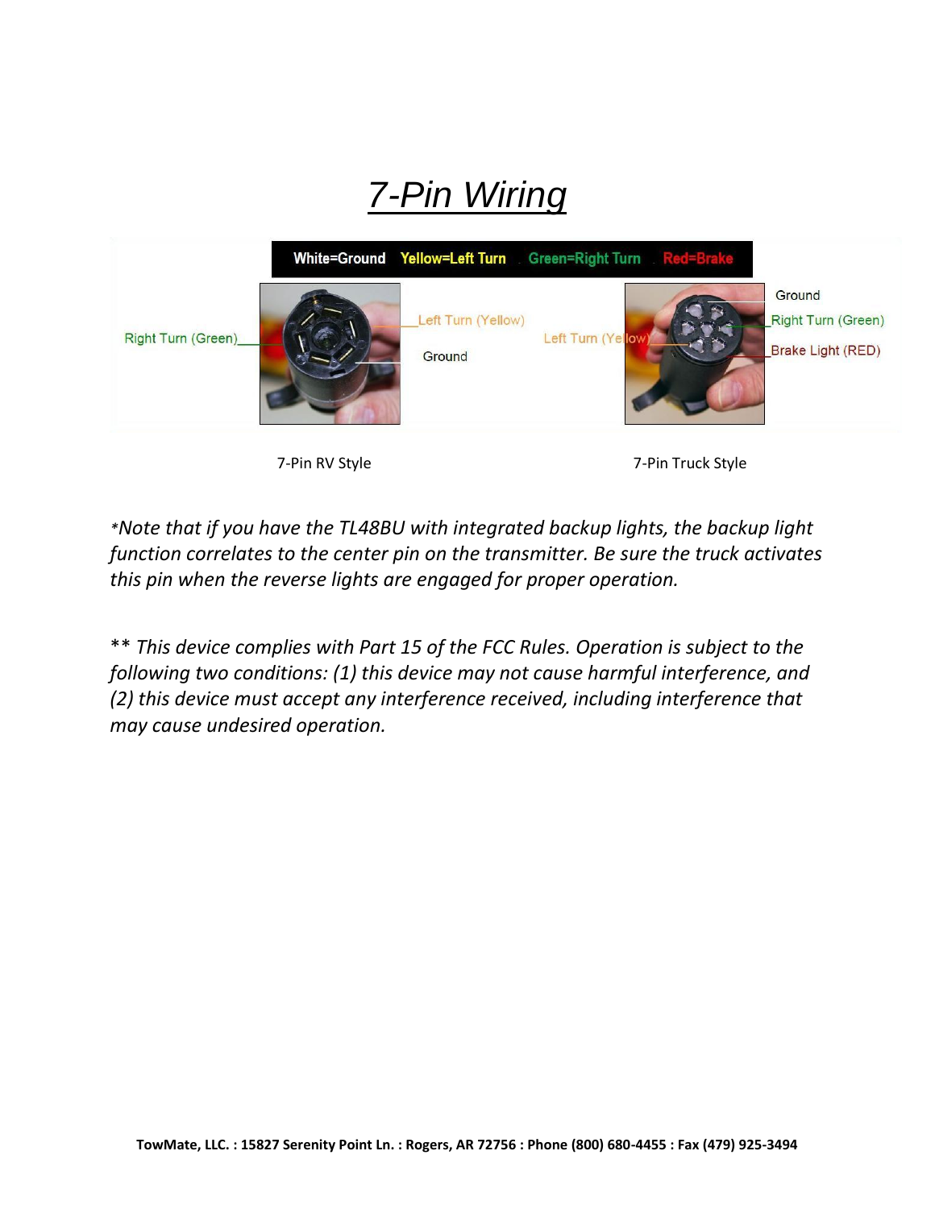# *7-Pin Wiring*

White=Ground Yellow=Left Turn Green=Right Turn Red=Brake

Right Turn (Green)

Left Turn (Yellow)

Ground

Left Turn (Yellow)

Ground

Right Turn (Green)

Brake Light (RED)

7-Pin RV Style

7-Pin Truck Style

*\*Note that if you have the TL48BU with integrated backup lights, the backup light function correlates to the center pin on the transmitter. Be sure the truck activates this pin when the reverse lights are engaged for proper operation.*

*\*\* This device complies with Part 15 of the FCC Rules. Operation is subject to the following two conditions: (1) this device may not cause harmful interference, and (2) this device must accept any interference received, including interference that may cause undesired operation.*

**TowMate, LLC. : 15827 Serenity Point Ln. : Rogers, AR 72756 : Phone (800) 680-4455 : Fax (479) 925-3494**